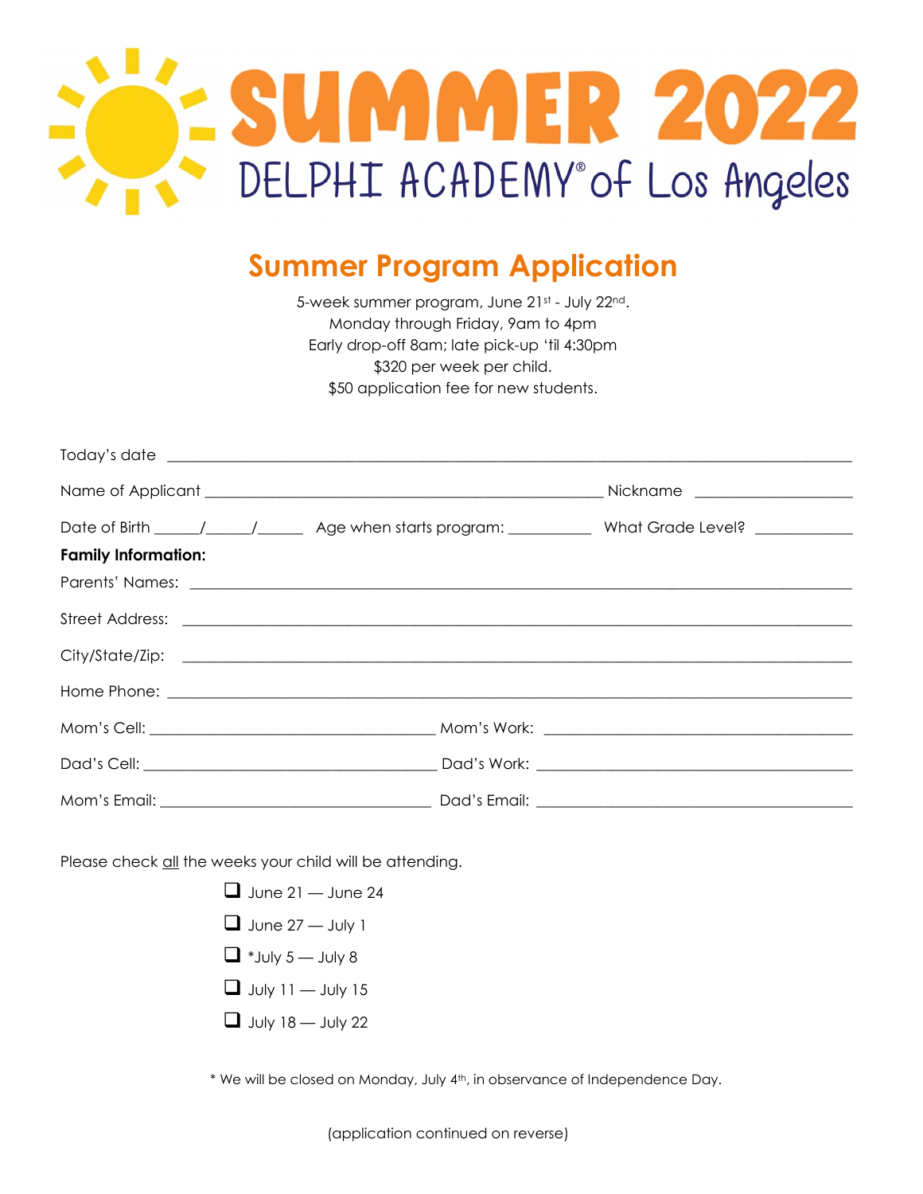# SUMMER 2022

## DELPHI ACADEMY® of Los Angeles

## Summer Program Application

5-week summer program, June 21st - July 22nd.
Monday through Friday, 9am to 4pm
Early drop-off 8am; late pick-up 'til 4:30pm
$320 per week per child.
$50 application fee for new students.

Today's date ____________________________________________

Name of Applicant ______________________________ Nickname ______________

Date of Birth _____/_____/_____ Age when starts program: _________ What Grade Level? ___________

**Family Information:**

Parents' Names: ____________________________________________

Street Address: ____________________________________________

City/State/Zip: ____________________________________________

Home Phone: ____________________________________________

Mom's Cell: ______________________ Mom's Work: ______________________

Dad's Cell: ______________________ Dad's Work: ______________________

Mom's Email: ______________________ Dad's Email: ______________________

Please check all the weeks your child will be attending.

- ☐ June 21 — June 24
- ☐ June 27 — July 1
- ☐ *July 5 — July 8
- ☐ July 11 — July 15
- ☐ July 18 — July 22

* We will be closed on Monday, July 4th, in observance of Independence Day.

(application continued on reverse)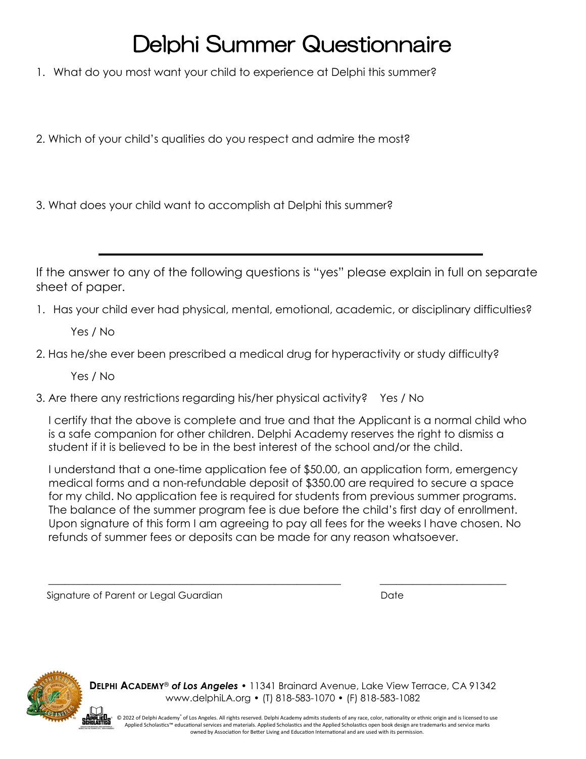# Delphi Summer Questionnaire

1. What do you most want your child to experience at Delphi this summer?

2. Which of your child's qualities do you respect and admire the most?

3. What does your child want to accomplish at Delphi this summer?

---

If the answer to any of the following questions is "yes" please explain in full on separate sheet of paper.

1. Has your child ever had physical, mental, emotional, academic, or disciplinary difficulties?

   Yes / No

2. Has he/she ever been prescribed a medical drug for hyperactivity or study difficulty?

   Yes / No

3. Are there any restrictions regarding his/her physical activity? Yes / No

I certify that the above is complete and true and that the Applicant is a normal child who is a safe companion for other children. Delphi Academy reserves the right to dismiss a student if it is believed to be in the best interest of the school and/or the child.

I understand that a one-time application fee of $50.00, an application form, emergency medical forms and a non-refundable deposit of $350.00 are required to secure a space for my child. No application fee is required for students from previous summer programs. The balance of the summer program fee is due before the child's first day of enrollment. Upon signature of this form I am agreeing to pay all fees for the weeks I have chosen. No refunds of summer fees or deposits can be made for any reason whatsoever.

_______________________________________________ _____________________

Signature of Parent or Legal Guardian Date

**Delphi Academy**® ***of Los Angeles*** • 11341 Brainard Avenue, Lake View Terrace, CA 91342
www.delphiLA.org • (T) 818-583-1070 • (F) 818-583-1082

© 2022 of Delphi Academy® of Los Angeles. All rights reserved. Delphi Academy admits students of any race, color, nationality or ethnic origin and is licensed to use Applied Scholastics™ educational services and materials. Applied Scholastics and the Applied Scholastics open book design are trademarks and service marks owned by Association for Better Living and Education International and are used with its permission.